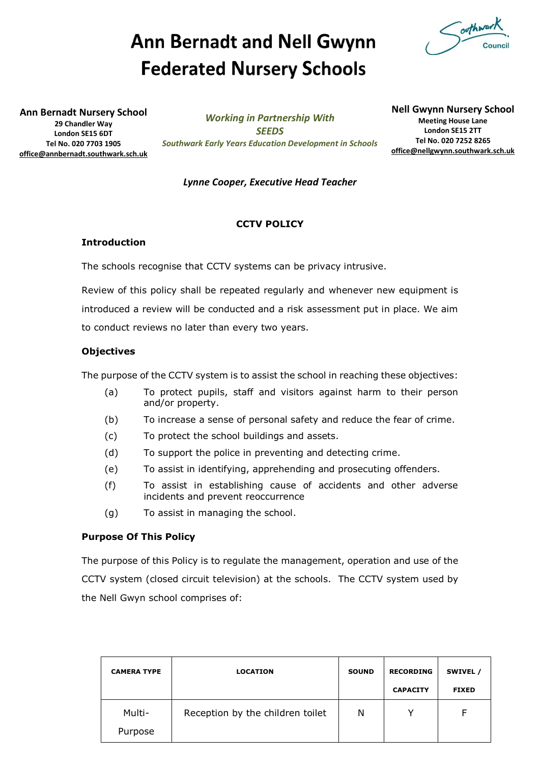# Ann Bernadt and Nell Gwynn Federated Nursery Schools

**Ann Bernadt Nursery School**
**29 Chandler Way**
**London SE15 6DT**
**Tel No. 020 7703 1905**
**office@annbernadt.southwark.sch.uk**

***Working in Partnership With SEEDS***
***Southwark Early Years Education Development in Schools***

**Nell Gwynn Nursery School**
**Meeting House Lane**
**London SE15 2TT**
**Tel No. 020 7252 8265**
**office@nellgwynn.southwark.sch.uk**

***Lynne Cooper, Executive Head Teacher***

## CCTV POLICY

### Introduction

The schools recognise that CCTV systems can be privacy intrusive.

Review of this policy shall be repeated regularly and whenever new equipment is introduced a review will be conducted and a risk assessment put in place. We aim to conduct reviews no later than every two years.

### Objectives

The purpose of the CCTV system is to assist the school in reaching these objectives:

- (a) To protect pupils, staff and visitors against harm to their person and/or property.
- (b) To increase a sense of personal safety and reduce the fear of crime.
- (c) To protect the school buildings and assets.
- (d) To support the police in preventing and detecting crime.
- (e) To assist in identifying, apprehending and prosecuting offenders.
- (f) To assist in establishing cause of accidents and other adverse incidents and prevent reoccurrence
- (g) To assist in managing the school.

### Purpose Of This Policy

The purpose of this Policy is to regulate the management, operation and use of the CCTV system (closed circuit television) at the schools. The CCTV system used by the Nell Gwyn school comprises of:

| CAMERA TYPE | LOCATION | SOUND | RECORDING CAPACITY | SWIVEL / FIXED |
|---|---|---|---|---|
| Multi-Purpose | Reception by the children toilet | N | Y | F |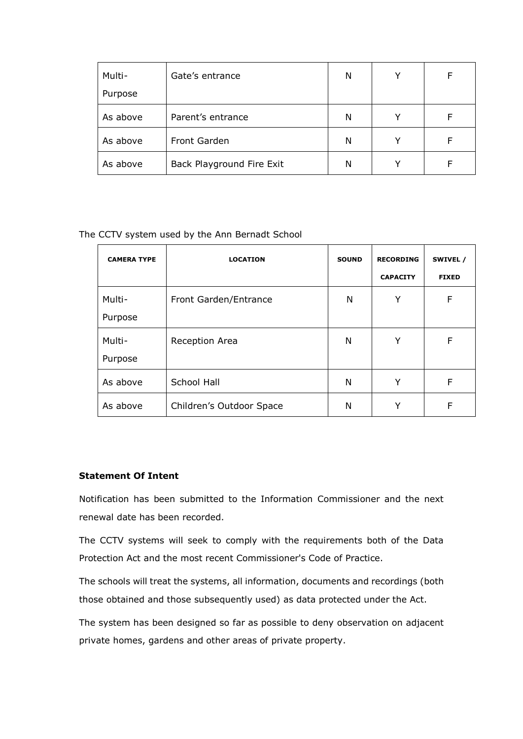| Multi-Purpose | Gate's entrance | N | Y | F |
|---|---|---|---|---|
| As above | Parent's entrance | N | Y | F |
| As above | Front Garden | N | Y | F |
| As above | Back Playground Fire Exit | N | Y | F |

The CCTV system used by the Ann Bernadt School

| CAMERA TYPE | LOCATION | SOUND | RECORDING CAPACITY | SWIVEL / FIXED |
|---|---|---|---|---|
| Multi-Purpose | Front Garden/Entrance | N | Y | F |
| Multi-Purpose | Reception Area | N | Y | F |
| As above | School Hall | N | Y | F |
| As above | Children's Outdoor Space | N | Y | F |

**Statement Of Intent**

Notification has been submitted to the Information Commissioner and the next renewal date has been recorded.

The CCTV systems will seek to comply with the requirements both of the Data Protection Act and the most recent Commissioner's Code of Practice.

The schools will treat the systems, all information, documents and recordings (both those obtained and those subsequently used) as data protected under the Act.

The system has been designed so far as possible to deny observation on adjacent private homes, gardens and other areas of private property.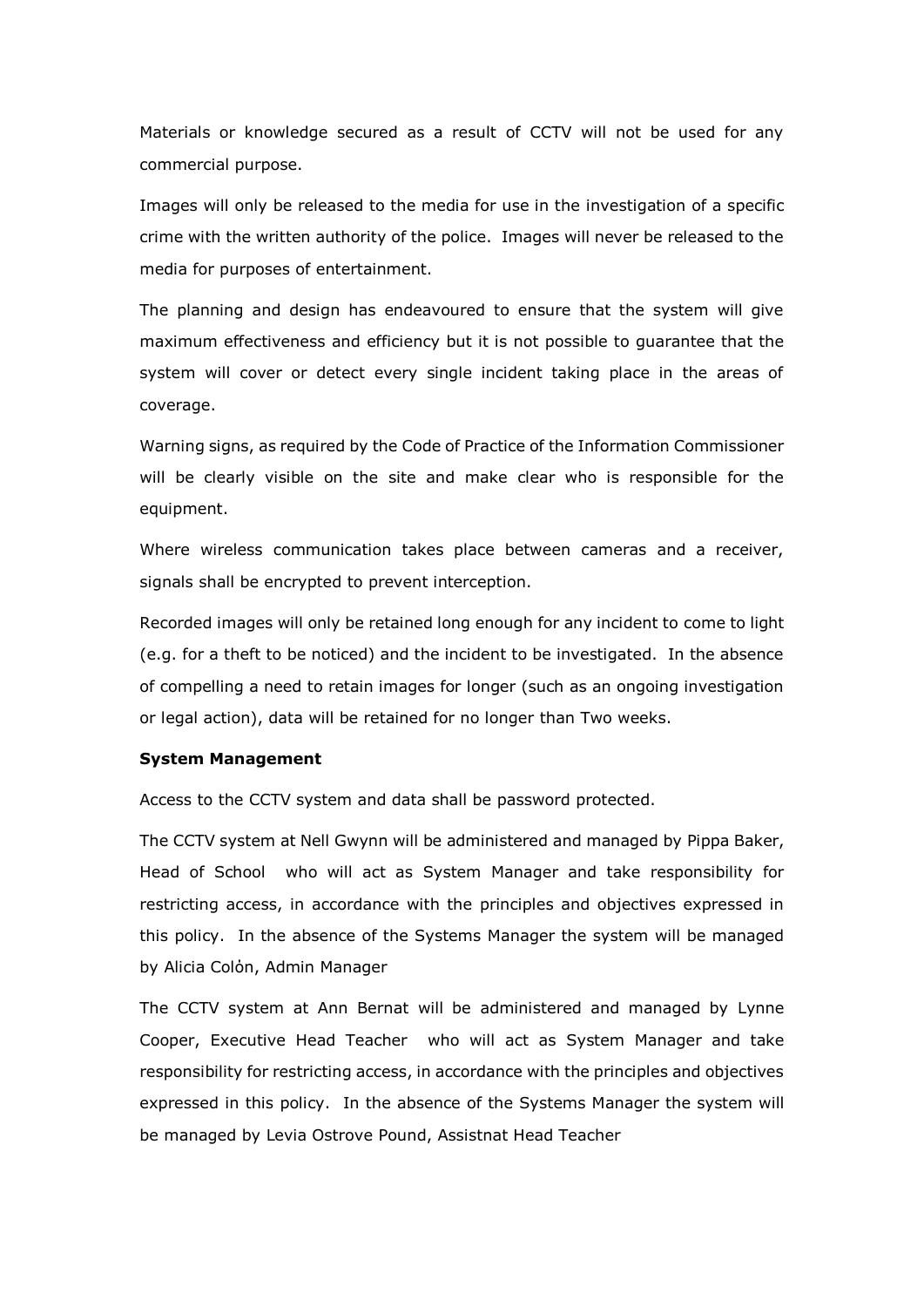Materials or knowledge secured as a result of CCTV will not be used for any commercial purpose.

Images will only be released to the media for use in the investigation of a specific crime with the written authority of the police. Images will never be released to the media for purposes of entertainment.

The planning and design has endeavoured to ensure that the system will give maximum effectiveness and efficiency but it is not possible to guarantee that the system will cover or detect every single incident taking place in the areas of coverage.

Warning signs, as required by the Code of Practice of the Information Commissioner will be clearly visible on the site and make clear who is responsible for the equipment.

Where wireless communication takes place between cameras and a receiver, signals shall be encrypted to prevent interception.

Recorded images will only be retained long enough for any incident to come to light (e.g. for a theft to be noticed) and the incident to be investigated. In the absence of compelling a need to retain images for longer (such as an ongoing investigation or legal action), data will be retained for no longer than Two weeks.

**System Management**

Access to the CCTV system and data shall be password protected.

The CCTV system at Nell Gwynn will be administered and managed by Pippa Baker, Head of School who will act as System Manager and take responsibility for restricting access, in accordance with the principles and objectives expressed in this policy. In the absence of the Systems Manager the system will be managed by Alicia Colȯn, Admin Manager

The CCTV system at Ann Bernat will be administered and managed by Lynne Cooper, Executive Head Teacher who will act as System Manager and take responsibility for restricting access, in accordance with the principles and objectives expressed in this policy. In the absence of the Systems Manager the system will be managed by Levia Ostrove Pound, Assistnat Head Teacher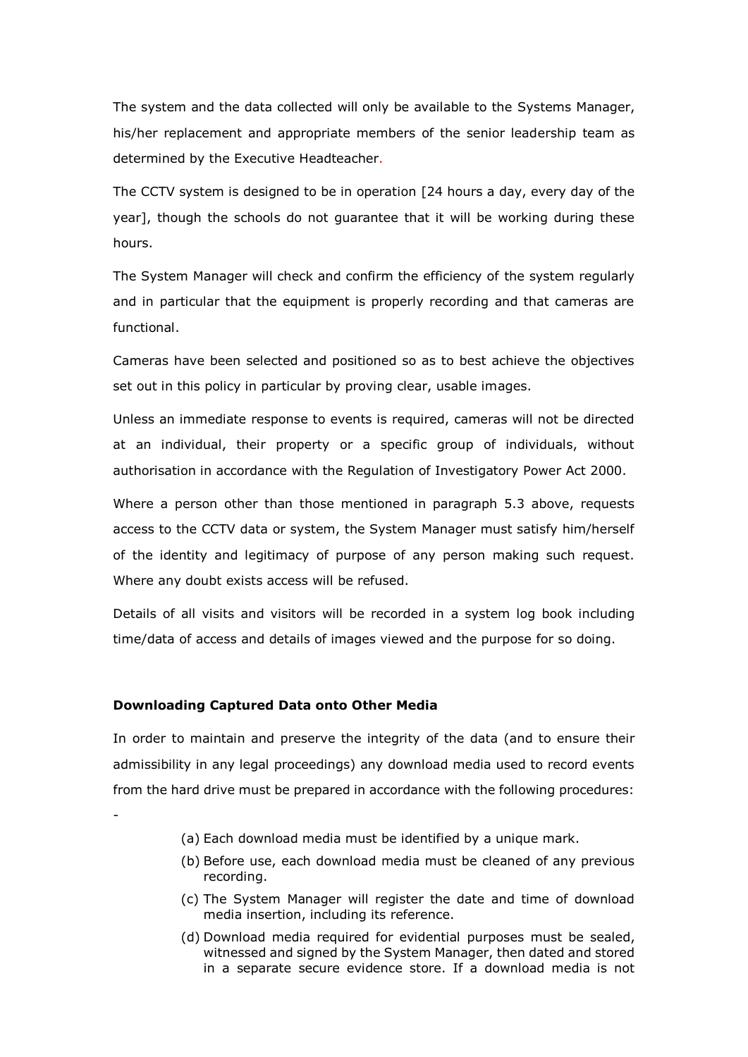The system and the data collected will only be available to the Systems Manager, his/her replacement and appropriate members of the senior leadership team as determined by the Executive Headteacher.

The CCTV system is designed to be in operation [24 hours a day, every day of the year], though the schools do not guarantee that it will be working during these hours.

The System Manager will check and confirm the efficiency of the system regularly and in particular that the equipment is properly recording and that cameras are functional.

Cameras have been selected and positioned so as to best achieve the objectives set out in this policy in particular by proving clear, usable images.

Unless an immediate response to events is required, cameras will not be directed at an individual, their property or a specific group of individuals, without authorisation in accordance with the Regulation of Investigatory Power Act 2000.

Where a person other than those mentioned in paragraph 5.3 above, requests access to the CCTV data or system, the System Manager must satisfy him/herself of the identity and legitimacy of purpose of any person making such request. Where any doubt exists access will be refused.

Details of all visits and visitors will be recorded in a system log book including time/data of access and details of images viewed and the purpose for so doing.

**Downloading Captured Data onto Other Media**

In order to maintain and preserve the integrity of the data (and to ensure their admissibility in any legal proceedings) any download media used to record events from the hard drive must be prepared in accordance with the following procedures: -

(a) Each download media must be identified by a unique mark.

(b) Before use, each download media must be cleaned of any previous recording.

(c) The System Manager will register the date and time of download media insertion, including its reference.

(d) Download media required for evidential purposes must be sealed, witnessed and signed by the System Manager, then dated and stored in a separate secure evidence store. If a download media is not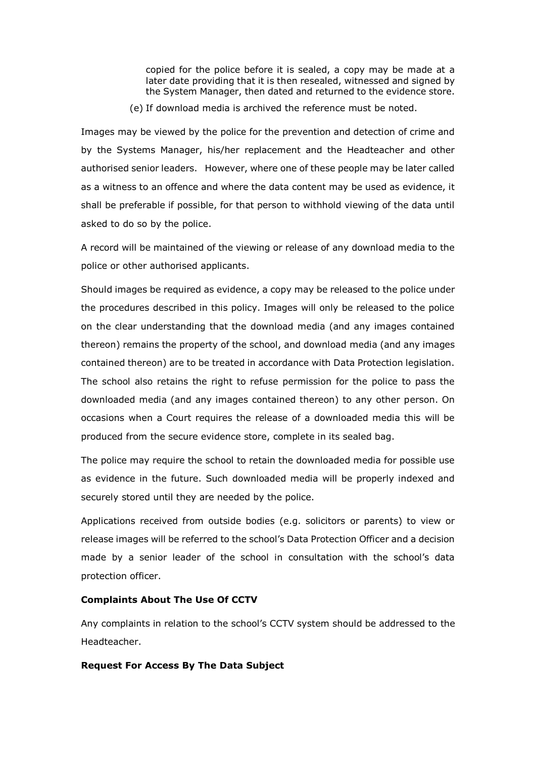copied for the police before it is sealed, a copy may be made at a later date providing that it is then resealed, witnessed and signed by the System Manager, then dated and returned to the evidence store.

(e) If download media is archived the reference must be noted.

Images may be viewed by the police for the prevention and detection of crime and by the Systems Manager, his/her replacement and the Headteacher and other authorised senior leaders. However, where one of these people may be later called as a witness to an offence and where the data content may be used as evidence, it shall be preferable if possible, for that person to withhold viewing of the data until asked to do so by the police.

A record will be maintained of the viewing or release of any download media to the police or other authorised applicants.

Should images be required as evidence, a copy may be released to the police under the procedures described in this policy. Images will only be released to the police on the clear understanding that the download media (and any images contained thereon) remains the property of the school, and download media (and any images contained thereon) are to be treated in accordance with Data Protection legislation. The school also retains the right to refuse permission for the police to pass the downloaded media (and any images contained thereon) to any other person. On occasions when a Court requires the release of a downloaded media this will be produced from the secure evidence store, complete in its sealed bag.

The police may require the school to retain the downloaded media for possible use as evidence in the future. Such downloaded media will be properly indexed and securely stored until they are needed by the police.

Applications received from outside bodies (e.g. solicitors or parents) to view or release images will be referred to the school's Data Protection Officer and a decision made by a senior leader of the school in consultation with the school's data protection officer.

**Complaints About The Use Of CCTV**

Any complaints in relation to the school's CCTV system should be addressed to the Headteacher.

**Request For Access By The Data Subject**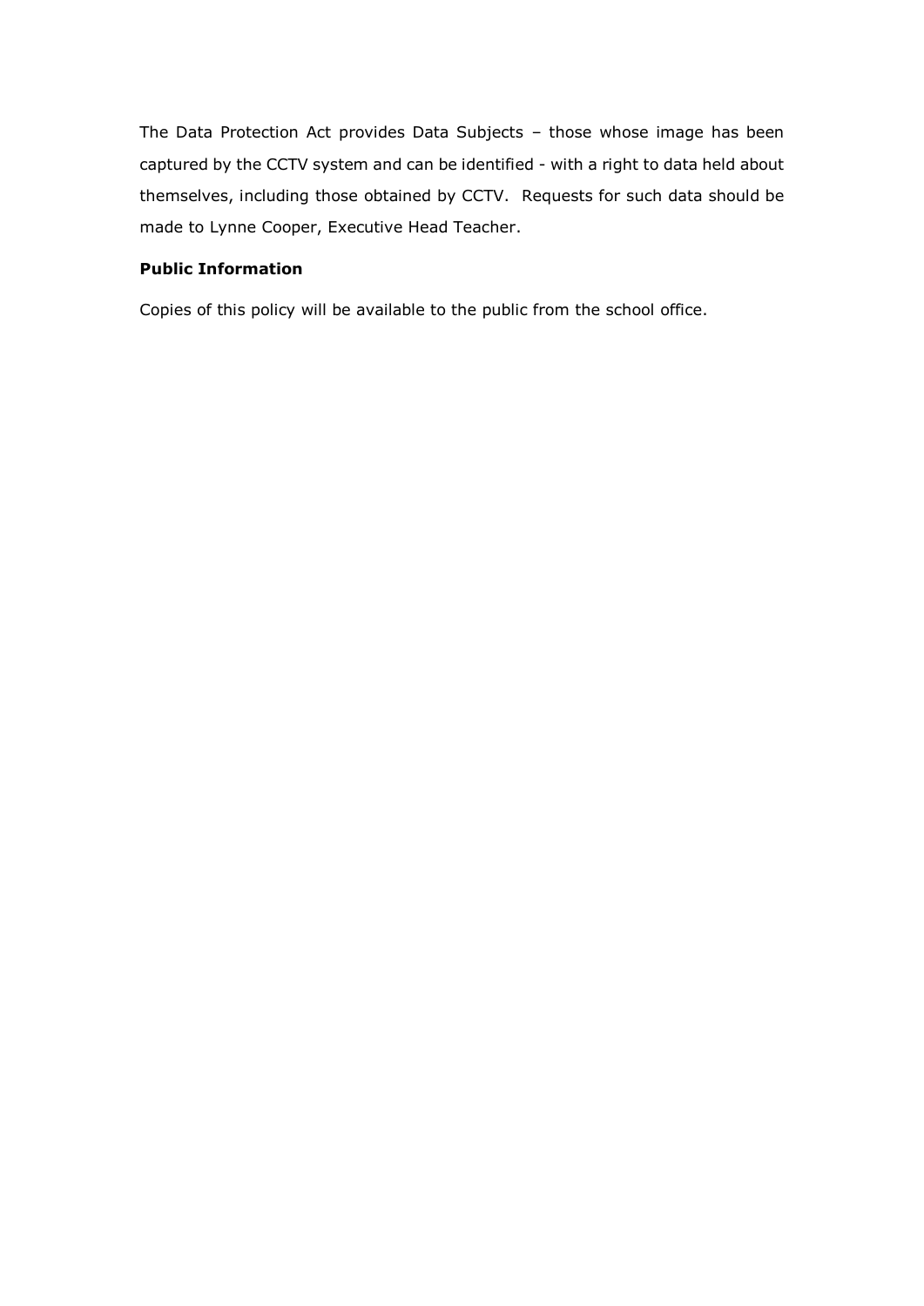The Data Protection Act provides Data Subjects – those whose image has been captured by the CCTV system and can be identified - with a right to data held about themselves, including those obtained by CCTV. Requests for such data should be made to Lynne Cooper, Executive Head Teacher.

**Public Information**

Copies of this policy will be available to the public from the school office.